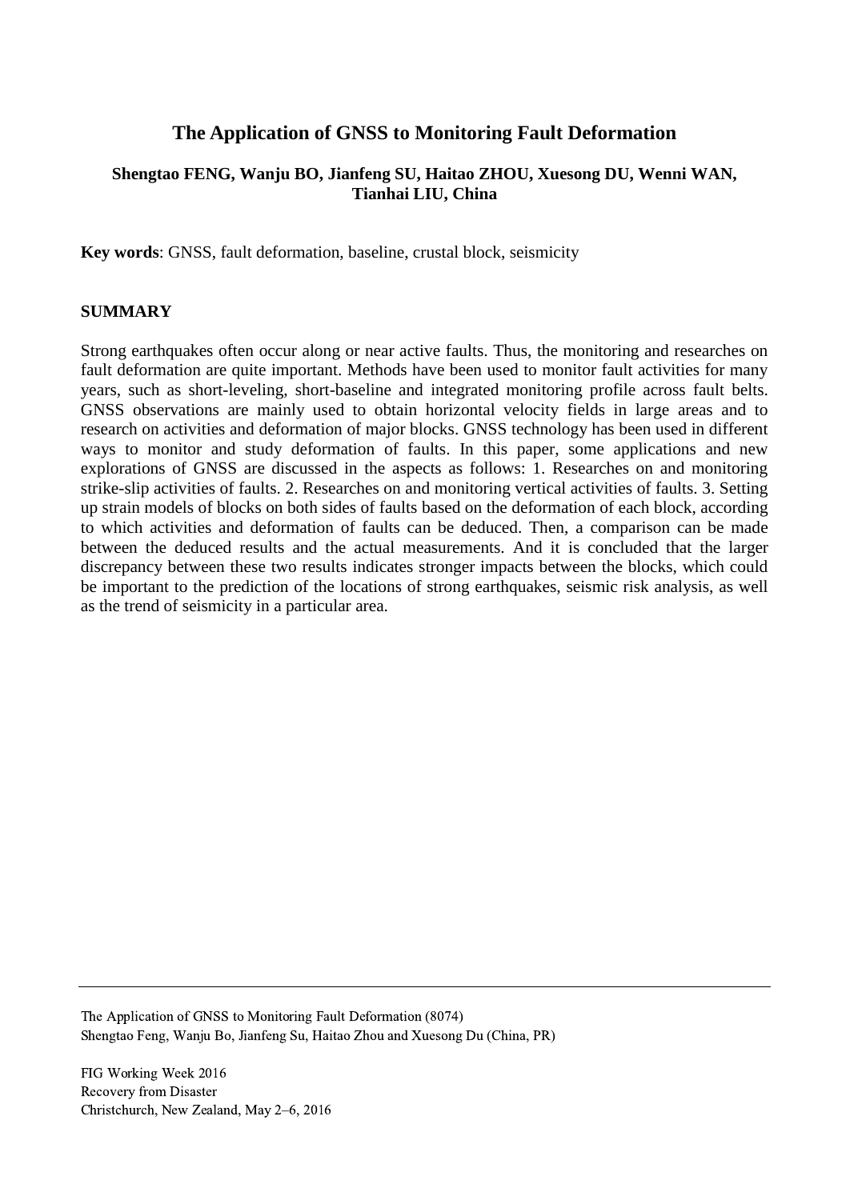# The Application of GNSS to Monitoring Fault Deformation

**Shengtao FENG, Wanju BO, Jianfeng SU, Haitao ZHOU, Xuesong DU, Wenni WAN, Tianhai LIU, China**

**Key words**: GNSS, fault deformation, baseline, crustal block, seismicity

## SUMMARY

Strong earthquakes often occur along or near active faults. Thus, the monitoring and researches on fault deformation are quite important. Methods have been used to monitor fault activities for many years, such as short-leveling, short-baseline and integrated monitoring profile across fault belts. GNSS observations are mainly used to obtain horizontal velocity fields in large areas and to research on activities and deformation of major blocks. GNSS technology has been used in different ways to monitor and study deformation of faults. In this paper, some applications and new explorations of GNSS are discussed in the aspects as follows: 1. Researches on and monitoring strike-slip activities of faults. 2. Researches on and monitoring vertical activities of faults. 3. Setting up strain models of blocks on both sides of faults based on the deformation of each block, according to which activities and deformation of faults can be deduced. Then, a comparison can be made between the deduced results and the actual measurements. And it is concluded that the larger discrepancy between these two results indicates stronger impacts between the blocks, which could be important to the prediction of the locations of strong earthquakes, seismic risk analysis, as well as the trend of seismicity in a particular area.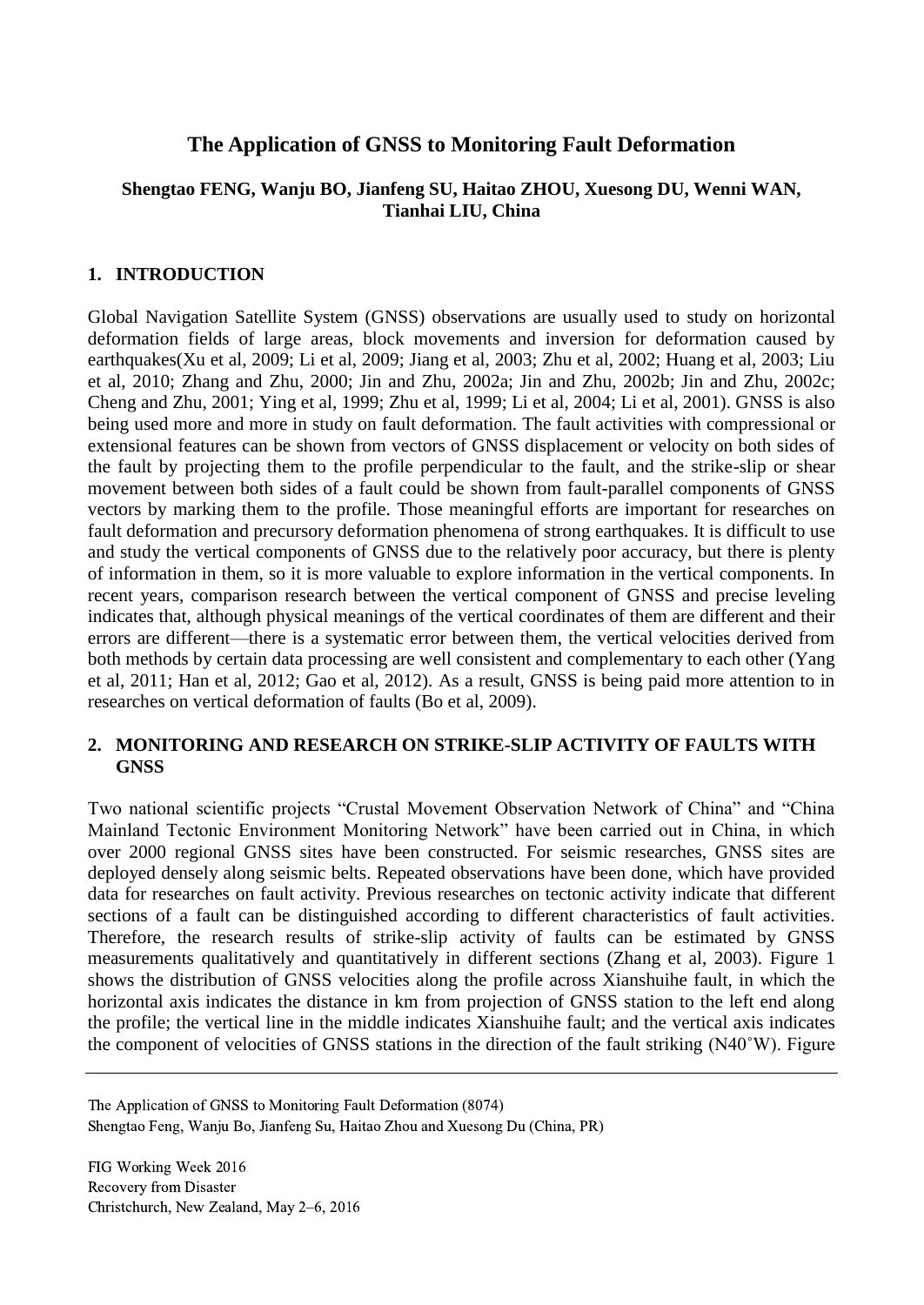# The Application of GNSS to Monitoring Fault Deformation

**Shengtao FENG, Wanju BO, Jianfeng SU, Haitao ZHOU, Xuesong DU, Wenni WAN, Tianhai LIU, China**

## 1. INTRODUCTION

Global Navigation Satellite System (GNSS) observations are usually used to study on horizontal deformation fields of large areas, block movements and inversion for deformation caused by earthquakes(Xu et al, 2009; Li et al, 2009; Jiang et al, 2003; Zhu et al, 2002; Huang et al, 2003; Liu et al, 2010; Zhang and Zhu, 2000; Jin and Zhu, 2002a; Jin and Zhu, 2002b; Jin and Zhu, 2002c; Cheng and Zhu, 2001; Ying et al, 1999; Zhu et al, 1999; Li et al, 2004; Li et al, 2001). GNSS is also being used more and more in study on fault deformation. The fault activities with compressional or extensional features can be shown from vectors of GNSS displacement or velocity on both sides of the fault by projecting them to the profile perpendicular to the fault, and the strike-slip or shear movement between both sides of a fault could be shown from fault-parallel components of GNSS vectors by marking them to the profile. Those meaningful efforts are important for researches on fault deformation and precursory deformation phenomena of strong earthquakes. It is difficult to use and study the vertical components of GNSS due to the relatively poor accuracy, but there is plenty of information in them, so it is more valuable to explore information in the vertical components. In recent years, comparison research between the vertical component of GNSS and precise leveling indicates that, although physical meanings of the vertical coordinates of them are different and their errors are different—there is a systematic error between them, the vertical velocities derived from both methods by certain data processing are well consistent and complementary to each other (Yang et al, 2011; Han et al, 2012; Gao et al, 2012). As a result, GNSS is being paid more attention to in researches on vertical deformation of faults (Bo et al, 2009).

## 2. MONITORING AND RESEARCH ON STRIKE-SLIP ACTIVITY OF FAULTS WITH GNSS

Two national scientific projects "Crustal Movement Observation Network of China" and "China Mainland Tectonic Environment Monitoring Network" have been carried out in China, in which over 2000 regional GNSS sites have been constructed. For seismic researches, GNSS sites are deployed densely along seismic belts. Repeated observations have been done, which have provided data for researches on fault activity. Previous researches on tectonic activity indicate that different sections of a fault can be distinguished according to different characteristics of fault activities. Therefore, the research results of strike-slip activity of faults can be estimated by GNSS measurements qualitatively and quantitatively in different sections (Zhang et al, 2003). Figure 1 shows the distribution of GNSS velocities along the profile across Xianshuihe fault, in which the horizontal axis indicates the distance in km from projection of GNSS station to the left end along the profile; the vertical line in the middle indicates Xianshuihe fault; and the vertical axis indicates the component of velocities of GNSS stations in the direction of the fault striking (N40˚W). Figure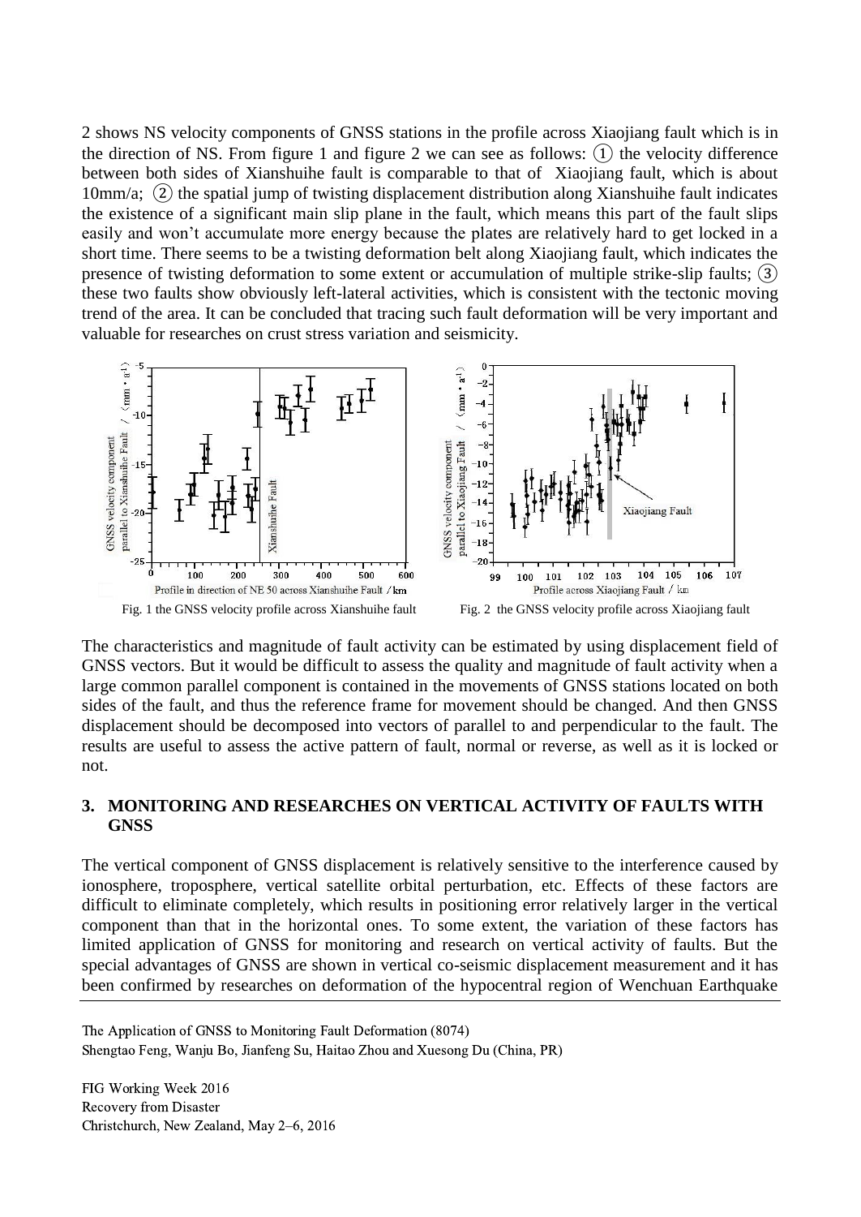2 shows NS velocity components of GNSS stations in the profile across Xiaojiang fault which is in the direction of NS. From figure 1 and figure 2 we can see as follows: ① the velocity difference between both sides of Xianshuihe fault is comparable to that of Xiaojiang fault, which is about 10mm/a; ② the spatial jump of twisting displacement distribution along Xianshuihe fault indicates the existence of a significant main slip plane in the fault, which means this part of the fault slips easily and won't accumulate more energy because the plates are relatively hard to get locked in a short time. There seems to be a twisting deformation belt along Xiaojiang fault, which indicates the presence of twisting deformation to some extent or accumulation of multiple strike-slip faults; ③ these two faults show obviously left-lateral activities, which is consistent with the tectonic moving trend of the area. It can be concluded that tracing such fault deformation will be very important and valuable for researches on crust stress variation and seismicity.

Fig. 1 the GNSS velocity profile across Xianshuihe fault

Fig. 2 the GNSS velocity profile across Xiaojiang fault

The characteristics and magnitude of fault activity can be estimated by using displacement field of GNSS vectors. But it would be difficult to assess the quality and magnitude of fault activity when a large common parallel component is contained in the movements of GNSS stations located on both sides of the fault, and thus the reference frame for movement should be changed. And then GNSS displacement should be decomposed into vectors of parallel to and perpendicular to the fault. The results are useful to assess the active pattern of fault, normal or reverse, as well as it is locked or not.

## 3. MONITORING AND RESEARCHES ON VERTICAL ACTIVITY OF FAULTS WITH GNSS

The vertical component of GNSS displacement is relatively sensitive to the interference caused by ionosphere, troposphere, vertical satellite orbital perturbation, etc. Effects of these factors are difficult to eliminate completely, which results in positioning error relatively larger in the vertical component than that in the horizontal ones. To some extent, the variation of these factors has limited application of GNSS for monitoring and research on vertical activity of faults. But the special advantages of GNSS are shown in vertical co-seismic displacement measurement and it has been confirmed by researches on deformation of the hypocentral region of Wenchuan Earthquake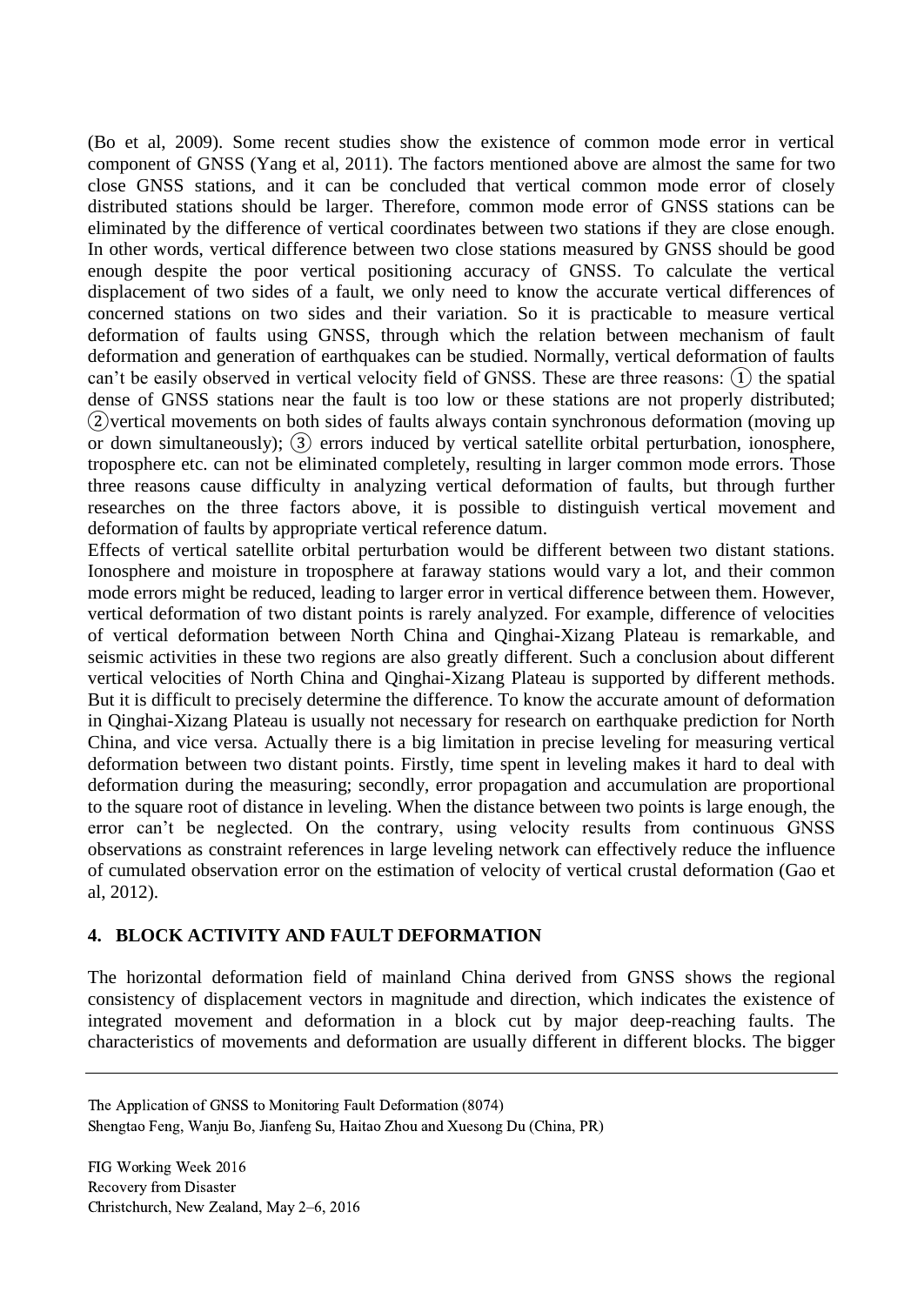(Bo et al, 2009). Some recent studies show the existence of common mode error in vertical component of GNSS (Yang et al, 2011). The factors mentioned above are almost the same for two close GNSS stations, and it can be concluded that vertical common mode error of closely distributed stations should be larger. Therefore, common mode error of GNSS stations can be eliminated by the difference of vertical coordinates between two stations if they are close enough. In other words, vertical difference between two close stations measured by GNSS should be good enough despite the poor vertical positioning accuracy of GNSS. To calculate the vertical displacement of two sides of a fault, we only need to know the accurate vertical differences of concerned stations on two sides and their variation. So it is practicable to measure vertical deformation of faults using GNSS, through which the relation between mechanism of fault deformation and generation of earthquakes can be studied. Normally, vertical deformation of faults can't be easily observed in vertical velocity field of GNSS. These are three reasons: ① the spatial dense of GNSS stations near the fault is too low or these stations are not properly distributed; ②vertical movements on both sides of faults always contain synchronous deformation (moving up or down simultaneously); ③ errors induced by vertical satellite orbital perturbation, ionosphere, troposphere etc. can not be eliminated completely, resulting in larger common mode errors. Those three reasons cause difficulty in analyzing vertical deformation of faults, but through further researches on the three factors above, it is possible to distinguish vertical movement and deformation of faults by appropriate vertical reference datum.

Effects of vertical satellite orbital perturbation would be different between two distant stations. Ionosphere and moisture in troposphere at faraway stations would vary a lot, and their common mode errors might be reduced, leading to larger error in vertical difference between them. However, vertical deformation of two distant points is rarely analyzed. For example, difference of velocities of vertical deformation between North China and Qinghai-Xizang Plateau is remarkable, and seismic activities in these two regions are also greatly different. Such a conclusion about different vertical velocities of North China and Qinghai-Xizang Plateau is supported by different methods. But it is difficult to precisely determine the difference. To know the accurate amount of deformation in Qinghai-Xizang Plateau is usually not necessary for research on earthquake prediction for North China, and vice versa. Actually there is a big limitation in precise leveling for measuring vertical deformation between two distant points. Firstly, time spent in leveling makes it hard to deal with deformation during the measuring; secondly, error propagation and accumulation are proportional to the square root of distance in leveling. When the distance between two points is large enough, the error can't be neglected. On the contrary, using velocity results from continuous GNSS observations as constraint references in large leveling network can effectively reduce the influence of cumulated observation error on the estimation of velocity of vertical crustal deformation (Gao et al, 2012).

## 4. BLOCK ACTIVITY AND FAULT DEFORMATION

The horizontal deformation field of mainland China derived from GNSS shows the regional consistency of displacement vectors in magnitude and direction, which indicates the existence of integrated movement and deformation in a block cut by major deep-reaching faults. The characteristics of movements and deformation are usually different in different blocks. The bigger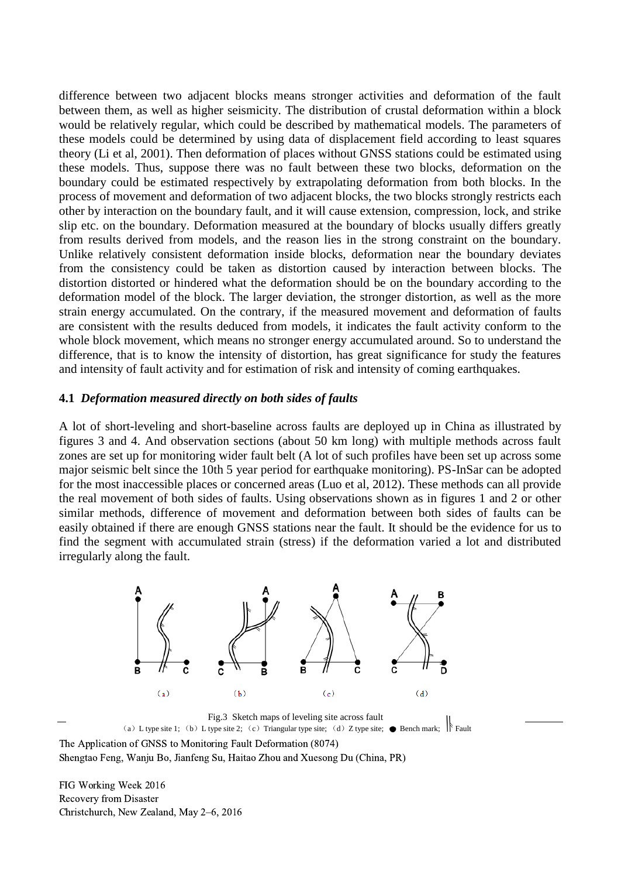difference between two adjacent blocks means stronger activities and deformation of the fault between them, as well as higher seismicity. The distribution of crustal deformation within a block would be relatively regular, which could be described by mathematical models. The parameters of these models could be determined by using data of displacement field according to least squares theory (Li et al, 2001). Then deformation of places without GNSS stations could be estimated using these models. Thus, suppose there was no fault between these two blocks, deformation on the boundary could be estimated respectively by extrapolating deformation from both blocks. In the process of movement and deformation of two adjacent blocks, the two blocks strongly restricts each other by interaction on the boundary fault, and it will cause extension, compression, lock, and strike slip etc. on the boundary. Deformation measured at the boundary of blocks usually differs greatly from results derived from models, and the reason lies in the strong constraint on the boundary. Unlike relatively consistent deformation inside blocks, deformation near the boundary deviates from the consistency could be taken as distortion caused by interaction between blocks. The distortion distorted or hindered what the deformation should be on the boundary according to the deformation model of the block. The larger deviation, the stronger distortion, as well as the more strain energy accumulated. On the contrary, if the measured movement and deformation of faults are consistent with the results deduced from models, it indicates the fault activity conform to the whole block movement, which means no stronger energy accumulated around. So to understand the difference, that is to know the intensity of distortion, has great significance for study the features and intensity of fault activity and for estimation of risk and intensity of coming earthquakes.

### 4.1 *Deformation measured directly on both sides of faults*

A lot of short-leveling and short-baseline across faults are deployed up in China as illustrated by figures 3 and 4. And observation sections (about 50 km long) with multiple methods across fault zones are set up for monitoring wider fault belt (A lot of such profiles have been set up across some major seismic belt since the 10th 5 year period for earthquake monitoring). PS-InSar can be adopted for the most inaccessible places or concerned areas (Luo et al, 2012). These methods can all provide the real movement of both sides of faults. Using observations shown as in figures 1 and 2 or other similar methods, difference of movement and deformation between both sides of faults can be easily obtained if there are enough GNSS stations near the fault. It should be the evidence for us to find the segment with accumulated strain (stress) if the deformation varied a lot and distributed irregularly along the fault.

Fig.3 Sketch maps of leveling site across fault
(a) L type site 1; (b) L type site 2; (c) Triangular type site; (d) Z type site; ● Bench mark; Fault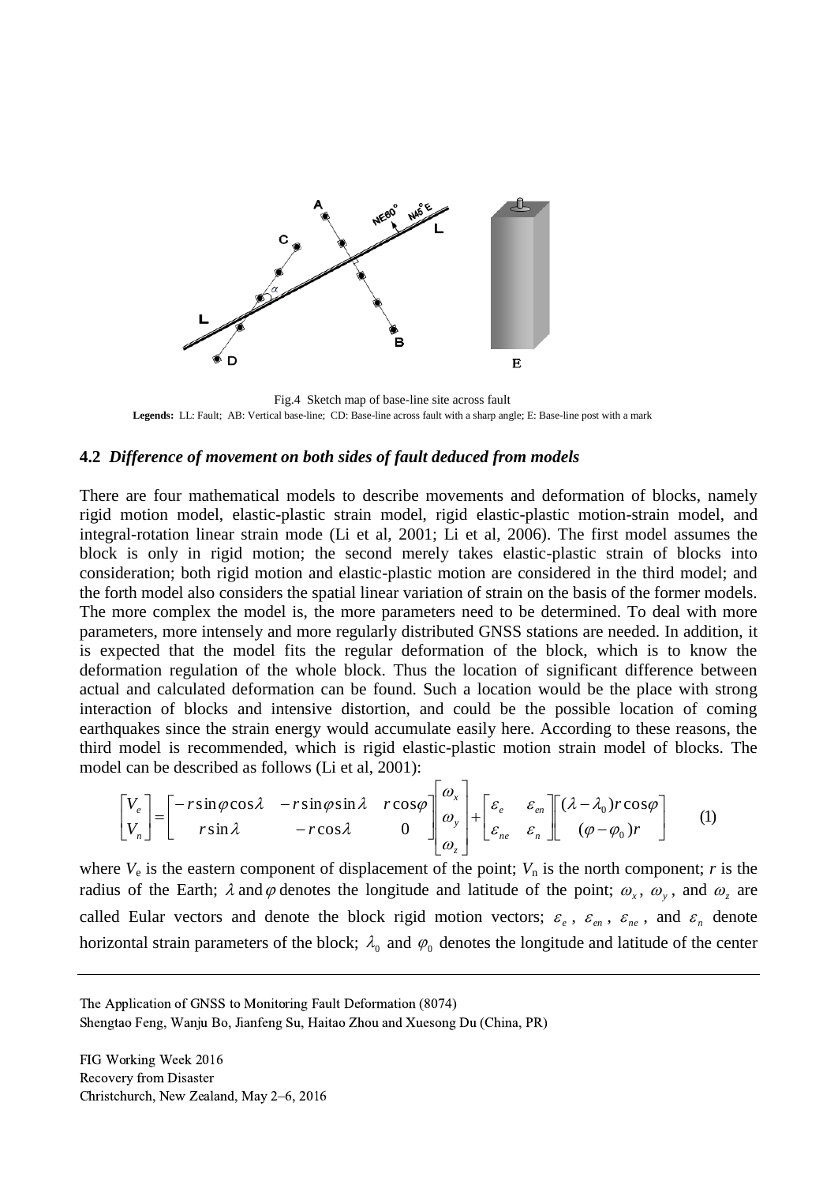Fig.4 Sketch map of base-line site across fault

**Legends:** LL: Fault; AB: Vertical base-line; CD: Base-line across fault with a sharp angle; E: Base-line post with a mark

### 4.2 *Difference of movement on both sides of fault deduced from models*

There are four mathematical models to describe movements and deformation of blocks, namely rigid motion model, elastic-plastic strain model, rigid elastic-plastic motion-strain model, and integral-rotation linear strain mode (Li et al, 2001; Li et al, 2006). The first model assumes the block is only in rigid motion; the second merely takes elastic-plastic strain of blocks into consideration; both rigid motion and elastic-plastic motion are considered in the third model; and the forth model also considers the spatial linear variation of strain on the basis of the former models. The more complex the model is, the more parameters need to be determined. To deal with more parameters, more intensely and more regularly distributed GNSS stations are needed. In addition, it is expected that the model fits the regular deformation of the block, which is to know the deformation regulation of the whole block. Thus the location of significant difference between actual and calculated deformation can be found. Such a location would be the place with strong interaction of blocks and intensive distortion, and could be the possible location of coming earthquakes since the strain energy would accumulate easily here. According to these reasons, the third model is recommended, which is rigid elastic-plastic motion strain model of blocks. The model can be described as follows (Li et al, 2001):

$$\begin{bmatrix} V_e \\ V_n \end{bmatrix} = \begin{bmatrix} -r\sin\varphi\cos\lambda & -r\sin\varphi\sin\lambda & r\cos\varphi \\ r\sin\lambda & -r\cos\lambda & 0 \end{bmatrix} \begin{bmatrix} \omega_x \\ \omega_y \\ \omega_z \end{bmatrix} + \begin{bmatrix} \varepsilon_e & \varepsilon_{en} \\ \varepsilon_{ne} & \varepsilon_n \end{bmatrix} \begin{bmatrix} (\lambda - \lambda_0) r\cos\varphi \\ (\varphi - \varphi_0) r \end{bmatrix} \tag{1}$$

where $V_e$ is the eastern component of displacement of the point; $V_n$ is the north component; $r$ is the radius of the Earth; $\lambda$ and $\varphi$ denotes the longitude and latitude of the point; $\omega_x$, $\omega_y$, and $\omega_z$ are called Eular vectors and denote the block rigid motion vectors; $\varepsilon_e$, $\varepsilon_{en}$, $\varepsilon_{ne}$, and $\varepsilon_n$ denote horizontal strain parameters of the block; $\lambda_0$ and $\varphi_0$ denotes the longitude and latitude of the center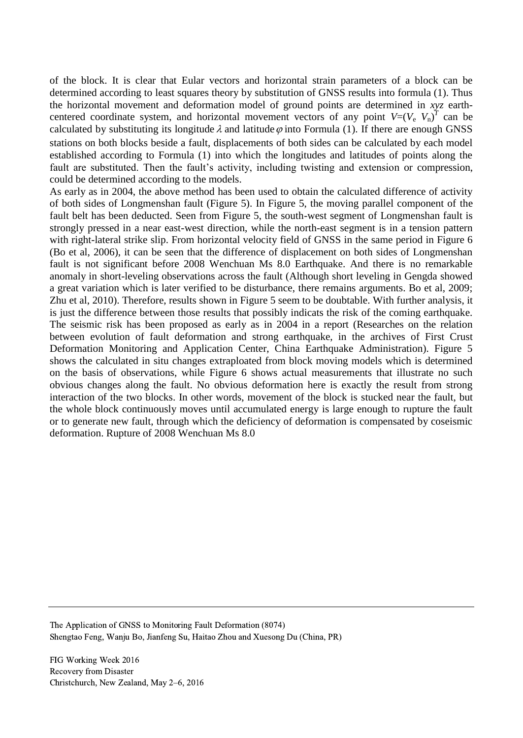of the block. It is clear that Eular vectors and horizontal strain parameters of a block can be determined according to least squares theory by substitution of GNSS results into formula (1). Thus the horizontal movement and deformation model of ground points are determined in *xyz* earth-centered coordinate system, and horizontal movement vectors of any point $V=(V_e\ V_n)^T$ can be calculated by substituting its longitude $\lambda$ and latitude $\varphi$ into Formula (1). If there are enough GNSS stations on both blocks beside a fault, displacements of both sides can be calculated by each model established according to Formula (1) into which the longitudes and latitudes of points along the fault are substituted. Then the fault's activity, including twisting and extension or compression, could be determined according to the models.

As early as in 2004, the above method has been used to obtain the calculated difference of activity of both sides of Longmenshan fault (Figure 5). In Figure 5, the moving parallel component of the fault belt has been deducted. Seen from Figure 5, the south-west segment of Longmenshan fault is strongly pressed in a near east-west direction, while the north-east segment is in a tension pattern with right-lateral strike slip. From horizontal velocity field of GNSS in the same period in Figure 6 (Bo et al, 2006), it can be seen that the difference of displacement on both sides of Longmenshan fault is not significant before 2008 Wenchuan Ms 8.0 Earthquake. And there is no remarkable anomaly in short-leveling observations across the fault (Although short leveling in Gengda showed a great variation which is later verified to be disturbance, there remains arguments. Bo et al, 2009; Zhu et al, 2010). Therefore, results shown in Figure 5 seem to be doubtable. With further analysis, it is just the difference between those results that possibly indicats the risk of the coming earthquake. The seismic risk has been proposed as early as in 2004 in a report (Researches on the relation between evolution of fault deformation and strong earthquake, in the archives of First Crust Deformation Monitoring and Application Center, China Earthquake Administration). Figure 5 shows the calculated in situ changes extraploated from block moving models which is determined on the basis of observations, while Figure 6 shows actual measurements that illustrate no such obvious changes along the fault. No obvious deformation here is exactly the result from strong interaction of the two blocks. In other words, movement of the block is stucked near the fault, but the whole block continuously moves until accumulated energy is large enough to rupture the fault or to generate new fault, through which the deficiency of deformation is compensated by coseismic deformation. Rupture of 2008 Wenchuan Ms 8.0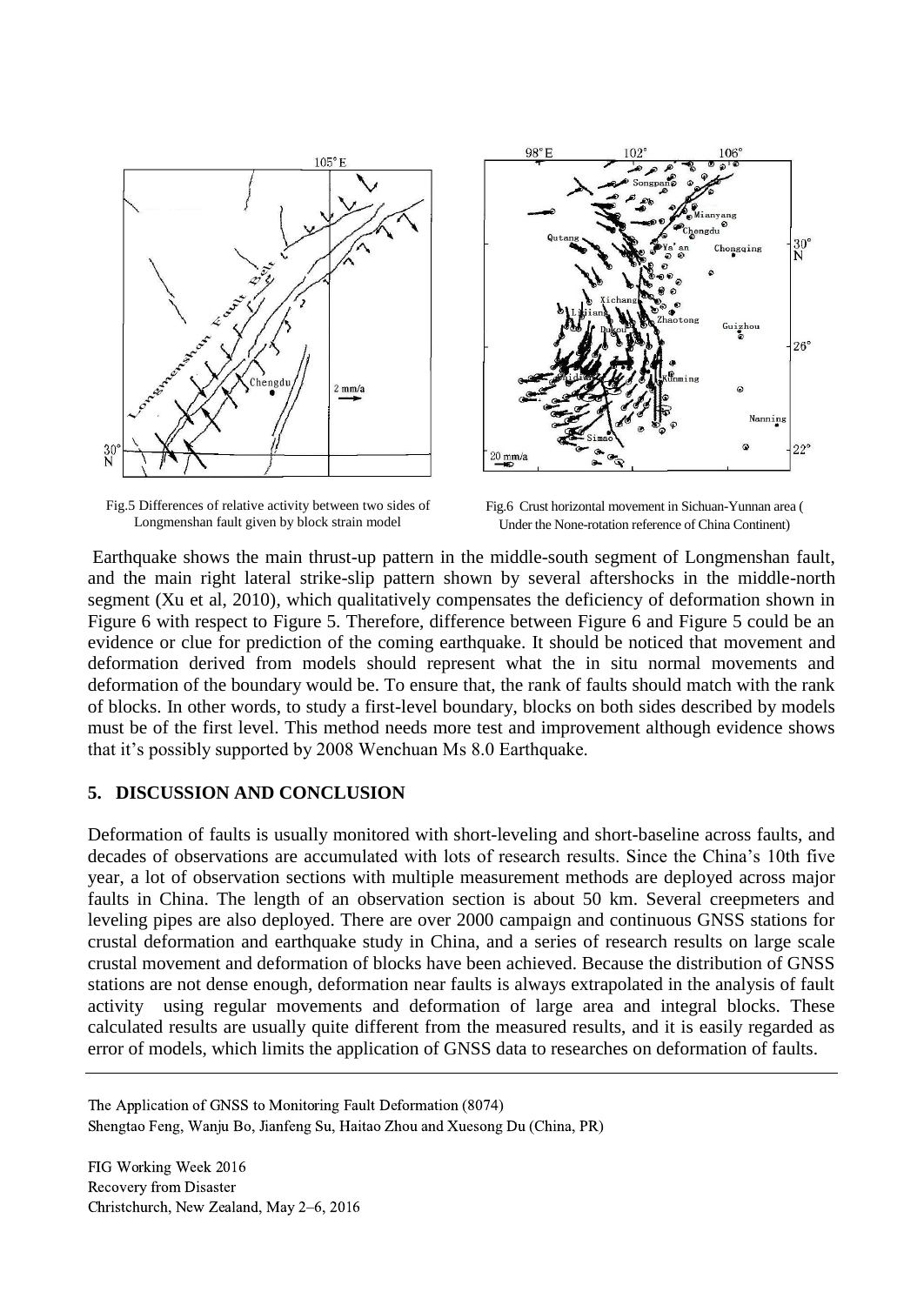Fig.5 Differences of relative activity between two sides of Longmenshan fault given by block strain model

Fig.6 Crust horizontal movement in Sichuan-Yunnan area ( Under the None-rotation reference of China Continent)

Earthquake shows the main thrust-up pattern in the middle-south segment of Longmenshan fault, and the main right lateral strike-slip pattern shown by several aftershocks in the middle-north segment (Xu et al, 2010), which qualitatively compensates the deficiency of deformation shown in Figure 6 with respect to Figure 5. Therefore, difference between Figure 6 and Figure 5 could be an evidence or clue for prediction of the coming earthquake. It should be noticed that movement and deformation derived from models should represent what the in situ normal movements and deformation of the boundary would be. To ensure that, the rank of faults should match with the rank of blocks. In other words, to study a first-level boundary, blocks on both sides described by models must be of the first level. This method needs more test and improvement although evidence shows that it's possibly supported by 2008 Wenchuan Ms 8.0 Earthquake.

## 5. DISCUSSION AND CONCLUSION

Deformation of faults is usually monitored with short-leveling and short-baseline across faults, and decades of observations are accumulated with lots of research results. Since the China's 10th five year, a lot of observation sections with multiple measurement methods are deployed across major faults in China. The length of an observation section is about 50 km. Several creepmeters and leveling pipes are also deployed. There are over 2000 campaign and continuous GNSS stations for crustal deformation and earthquake study in China, and a series of research results on large scale crustal movement and deformation of blocks have been achieved. Because the distribution of GNSS stations are not dense enough, deformation near faults is always extrapolated in the analysis of fault activity using regular movements and deformation of large area and integral blocks. These calculated results are usually quite different from the measured results, and it is easily regarded as error of models, which limits the application of GNSS data to researches on deformation of faults.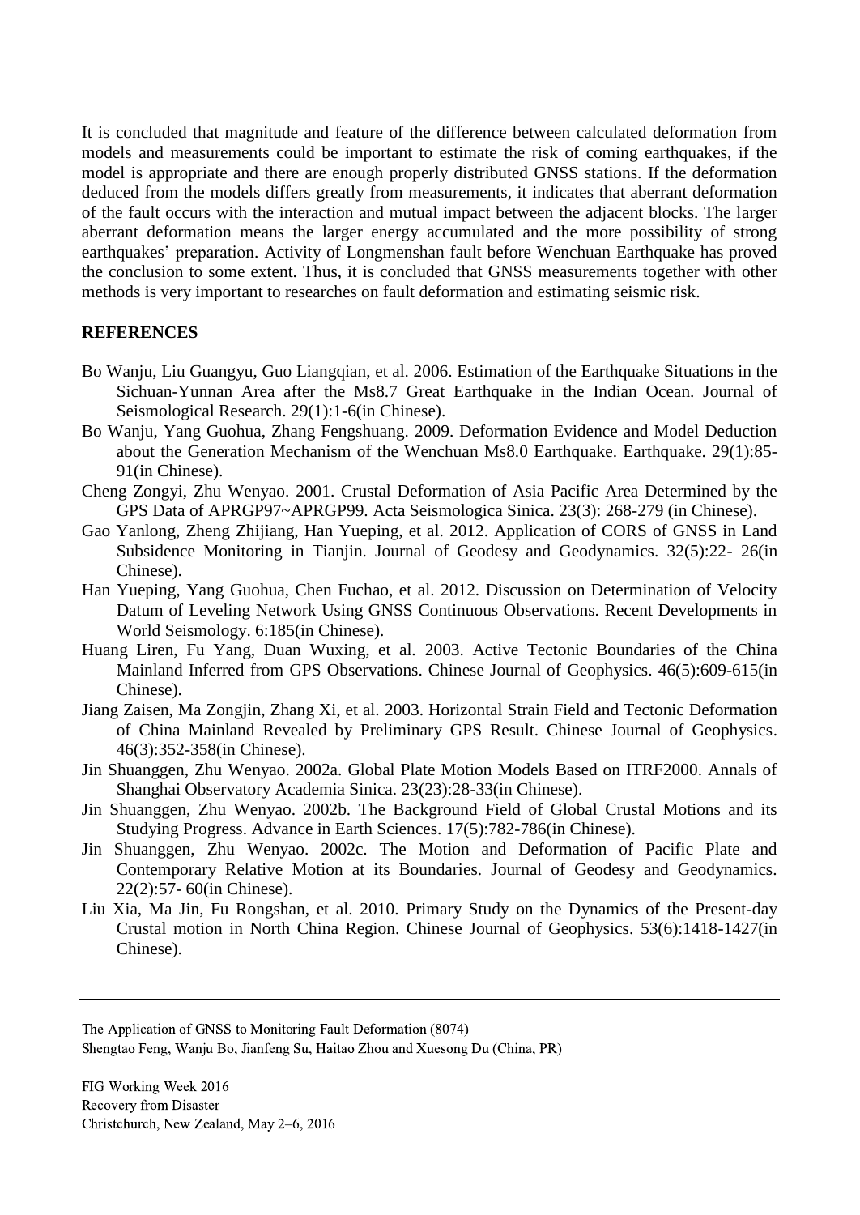It is concluded that magnitude and feature of the difference between calculated deformation from models and measurements could be important to estimate the risk of coming earthquakes, if the model is appropriate and there are enough properly distributed GNSS stations. If the deformation deduced from the models differs greatly from measurements, it indicates that aberrant deformation of the fault occurs with the interaction and mutual impact between the adjacent blocks. The larger aberrant deformation means the larger energy accumulated and the more possibility of strong earthquakes' preparation. Activity of Longmenshan fault before Wenchuan Earthquake has proved the conclusion to some extent. Thus, it is concluded that GNSS measurements together with other methods is very important to researches on fault deformation and estimating seismic risk.

**REFERENCES**

Bo Wanju, Liu Guangyu, Guo Liangqian, et al. 2006. Estimation of the Earthquake Situations in the Sichuan-Yunnan Area after the Ms8.7 Great Earthquake in the Indian Ocean. Journal of Seismological Research. 29(1):1-6(in Chinese).

Bo Wanju, Yang Guohua, Zhang Fengshuang. 2009. Deformation Evidence and Model Deduction about the Generation Mechanism of the Wenchuan Ms8.0 Earthquake. Earthquake. 29(1):85-91(in Chinese).

Cheng Zongyi, Zhu Wenyao. 2001. Crustal Deformation of Asia Pacific Area Determined by the GPS Data of APRGP97~APRGP99. Acta Seismologica Sinica. 23(3): 268-279 (in Chinese).

Gao Yanlong, Zheng Zhijiang, Han Yueping, et al. 2012. Application of CORS of GNSS in Land Subsidence Monitoring in Tianjin. Journal of Geodesy and Geodynamics. 32(5):22- 26(in Chinese).

Han Yueping, Yang Guohua, Chen Fuchao, et al. 2012. Discussion on Determination of Velocity Datum of Leveling Network Using GNSS Continuous Observations. Recent Developments in World Seismology. 6:185(in Chinese).

Huang Liren, Fu Yang, Duan Wuxing, et al. 2003. Active Tectonic Boundaries of the China Mainland Inferred from GPS Observations. Chinese Journal of Geophysics. 46(5):609-615(in Chinese).

Jiang Zaisen, Ma Zongjin, Zhang Xi, et al. 2003. Horizontal Strain Field and Tectonic Deformation of China Mainland Revealed by Preliminary GPS Result. Chinese Journal of Geophysics. 46(3):352-358(in Chinese).

Jin Shuanggen, Zhu Wenyao. 2002a. Global Plate Motion Models Based on ITRF2000. Annals of Shanghai Observatory Academia Sinica. 23(23):28-33(in Chinese).

Jin Shuanggen, Zhu Wenyao. 2002b. The Background Field of Global Crustal Motions and its Studying Progress. Advance in Earth Sciences. 17(5):782-786(in Chinese).

Jin Shuanggen, Zhu Wenyao. 2002c. The Motion and Deformation of Pacific Plate and Contemporary Relative Motion at its Boundaries. Journal of Geodesy and Geodynamics. 22(2):57- 60(in Chinese).

Liu Xia, Ma Jin, Fu Rongshan, et al. 2010. Primary Study on the Dynamics of the Present-day Crustal motion in North China Region. Chinese Journal of Geophysics. 53(6):1418-1427(in Chinese).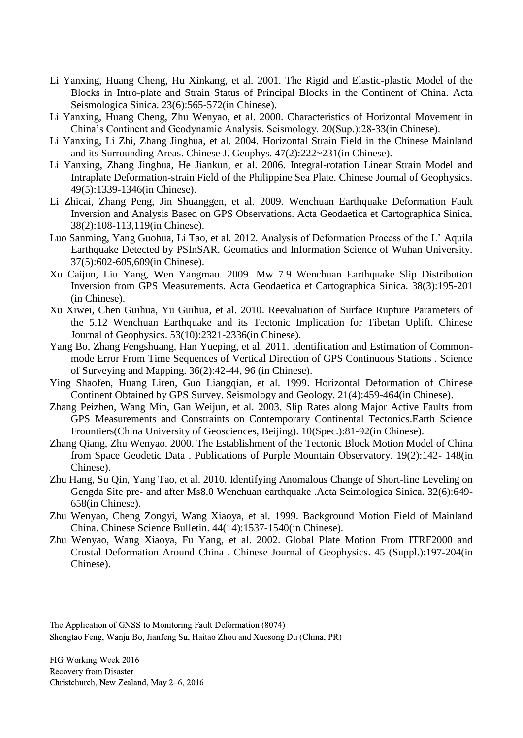Li Yanxing, Huang Cheng, Hu Xinkang, et al. 2001. The Rigid and Elastic-plastic Model of the Blocks in Intro-plate and Strain Status of Principal Blocks in the Continent of China. Acta Seismologica Sinica. 23(6):565-572(in Chinese).

Li Yanxing, Huang Cheng, Zhu Wenyao, et al. 2000. Characteristics of Horizontal Movement in China's Continent and Geodynamic Analysis. Seismology. 20(Sup.):28-33(in Chinese).

Li Yanxing, Li Zhi, Zhang Jinghua, et al. 2004. Horizontal Strain Field in the Chinese Mainland and its Surrounding Areas. Chinese J. Geophys. 47(2):222~231(in Chinese).

Li Yanxing, Zhang Jinghua, He Jiankun, et al. 2006. Integral-rotation Linear Strain Model and Intraplate Deformation-strain Field of the Philippine Sea Plate. Chinese Journal of Geophysics. 49(5):1339-1346(in Chinese).

Li Zhicai, Zhang Peng, Jin Shuanggen, et al. 2009. Wenchuan Earthquake Deformation Fault Inversion and Analysis Based on GPS Observations. Acta Geodaetica et Cartographica Sinica, 38(2):108-113,119(in Chinese).

Luo Sanming, Yang Guohua, Li Tao, et al. 2012. Analysis of Deformation Process of the L' Aquila Earthquake Detected by PSInSAR. Geomatics and Information Science of Wuhan University. 37(5):602-605,609(in Chinese).

Xu Caijun, Liu Yang, Wen Yangmao. 2009. Mw 7.9 Wenchuan Earthquake Slip Distribution Inversion from GPS Measurements. Acta Geodaetica et Cartographica Sinica. 38(3):195-201 (in Chinese).

Xu Xiwei, Chen Guihua, Yu Guihua, et al. 2010. Reevaluation of Surface Rupture Parameters of the 5.12 Wenchuan Earthquake and its Tectonic Implication for Tibetan Uplift. Chinese Journal of Geophysics. 53(10):2321-2336(in Chinese).

Yang Bo, Zhang Fengshuang, Han Yueping, et al. 2011. Identification and Estimation of Common-mode Error From Time Sequences of Vertical Direction of GPS Continuous Stations . Science of Surveying and Mapping. 36(2):42-44, 96 (in Chinese).

Ying Shaofen, Huang Liren, Guo Liangqian, et al. 1999. Horizontal Deformation of Chinese Continent Obtained by GPS Survey. Seismology and Geology. 21(4):459-464(in Chinese).

Zhang Peizhen, Wang Min, Gan Weijun, et al. 2003. Slip Rates along Major Active Faults from GPS Measurements and Constraints on Contemporary Continental Tectonics.Earth Science Frountiers(China University of Geosciences, Beijing). 10(Spec.):81-92(in Chinese).

Zhang Qiang, Zhu Wenyao. 2000. The Establishment of the Tectonic Block Motion Model of China from Space Geodetic Data . Publications of Purple Mountain Observatory. 19(2):142- 148(in Chinese).

Zhu Hang, Su Qin, Yang Tao, et al. 2010. Identifying Anomalous Change of Short-line Leveling on Gengda Site pre- and after Ms8.0 Wenchuan earthquake .Acta Seimologica Sinica. 32(6):649-658(in Chinese).

Zhu Wenyao, Cheng Zongyi, Wang Xiaoya, et al. 1999. Background Motion Field of Mainland China. Chinese Science Bulletin. 44(14):1537-1540(in Chinese).

Zhu Wenyao, Wang Xiaoya, Fu Yang, et al. 2002. Global Plate Motion From ITRF2000 and Crustal Deformation Around China . Chinese Journal of Geophysics. 45 (Suppl.):197-204(in Chinese).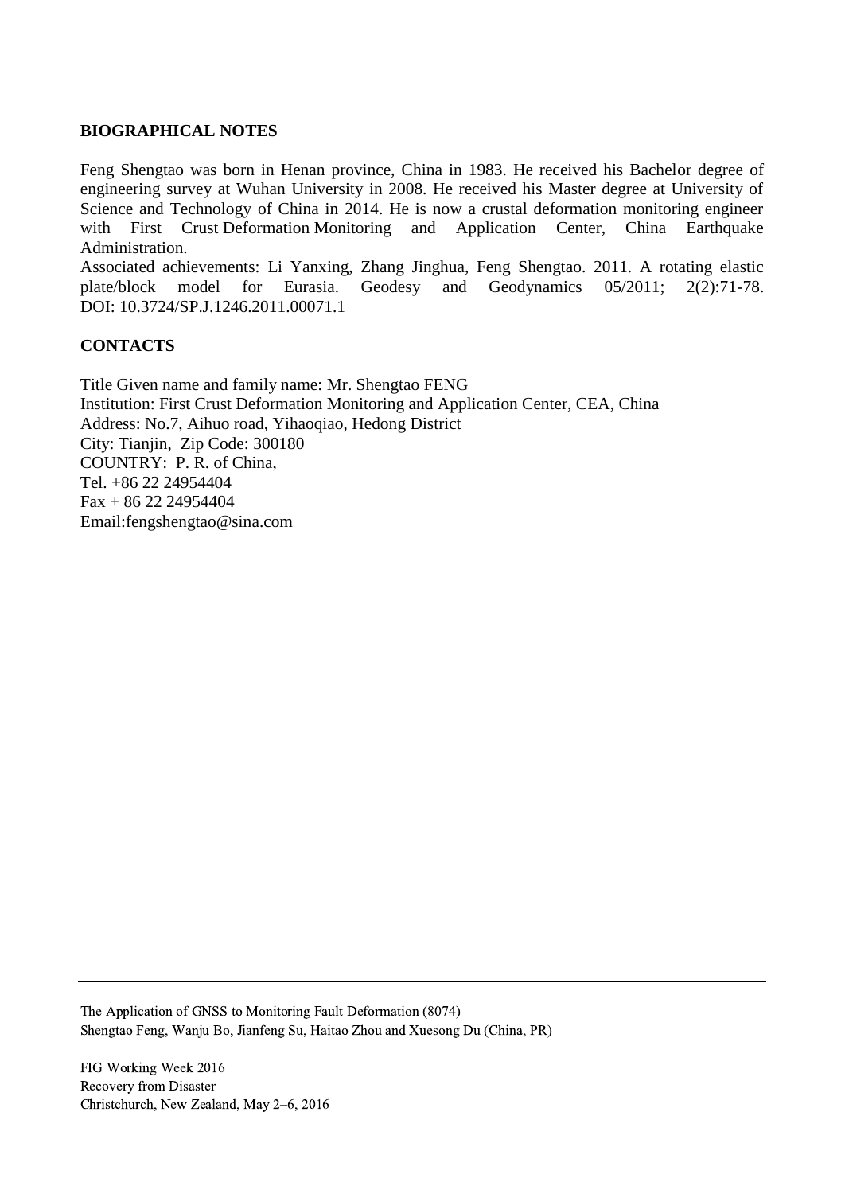## BIOGRAPHICAL NOTES

Feng Shengtao was born in Henan province, China in 1983. He received his Bachelor degree of engineering survey at Wuhan University in 2008. He received his Master degree at University of Science and Technology of China in 2014. He is now a crustal deformation monitoring engineer with First Crust Deformation Monitoring and Application Center, China Earthquake Administration.

Associated achievements: Li Yanxing, Zhang Jinghua, Feng Shengtao. 2011. A rotating elastic plate/block model for Eurasia. Geodesy and Geodynamics 05/2011; 2(2):71-78. DOI: 10.3724/SP.J.1246.2011.00071.1

## CONTACTS

Title Given name and family name: Mr. Shengtao FENG
Institution: First Crust Deformation Monitoring and Application Center, CEA, China
Address: No.7, Aihuo road, Yihaoqiao, Hedong District
City: Tianjin, Zip Code: 300180
COUNTRY: P. R. of China,
Tel. +86 22 24954404
Fax + 86 22 24954404
Email:fengshengtao@sina.com